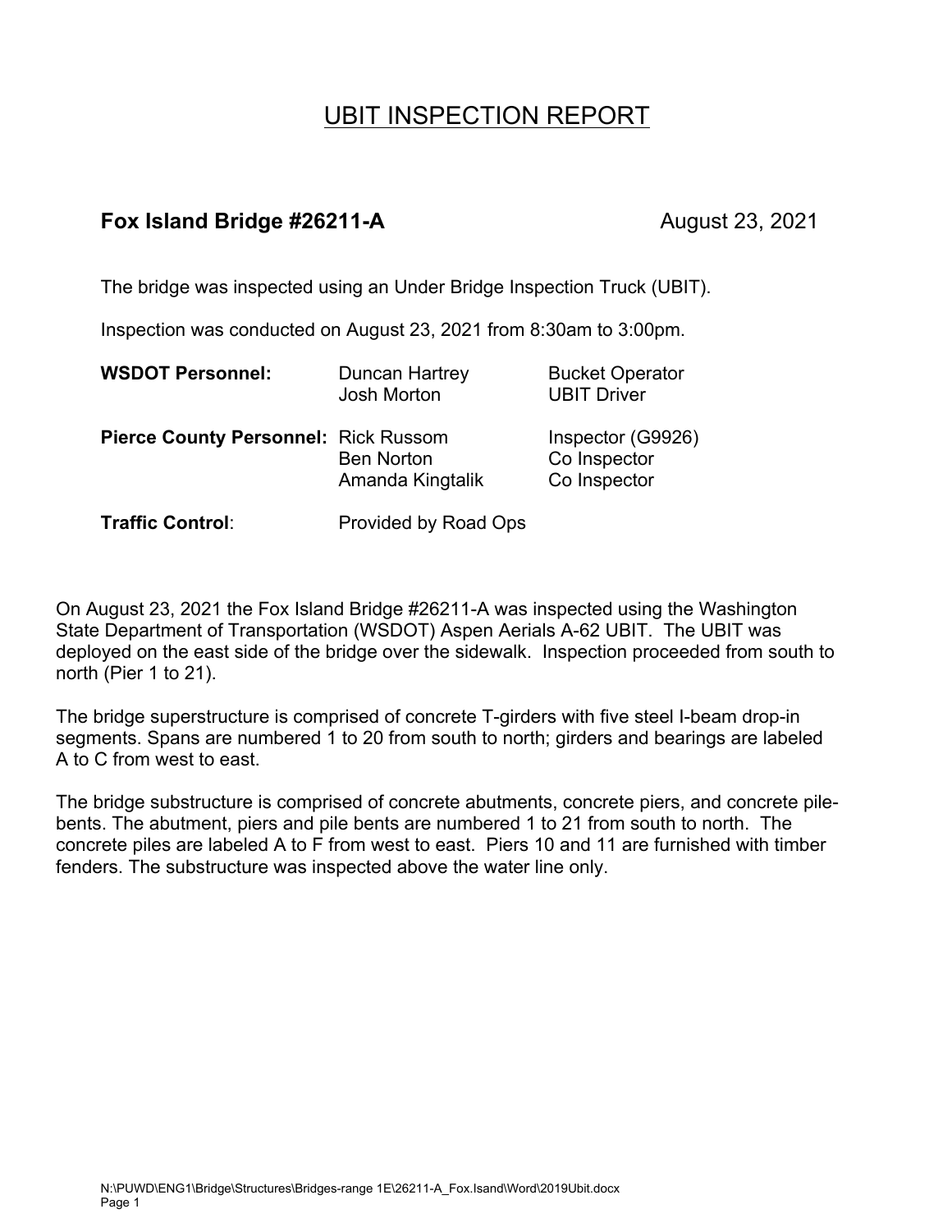# UBIT INSPECTION REPORT

## Fox Island Bridge #26211-A

August 23, 2021

The bridge was inspected using an Under Bridge Inspection Truck (UBIT).

Inspection was conducted on August 23, 2021 from 8:30am to 3:00pm.

| | | |
|---|---|---|
| **WSDOT Personnel:** | Duncan Hartrey | Bucket Operator |
| | Josh Morton | UBIT Driver |
| **Pierce County Personnel:** | Rick Russom | Inspector (G9926) |
| | Ben Norton | Co Inspector |
| | Amanda Kingtalik | Co Inspector |
| **Traffic Control**: | Provided by Road Ops | |

On August 23, 2021 the Fox Island Bridge #26211-A was inspected using the Washington State Department of Transportation (WSDOT) Aspen Aerials A-62 UBIT. The UBIT was deployed on the east side of the bridge over the sidewalk. Inspection proceeded from south to north (Pier 1 to 21).

The bridge superstructure is comprised of concrete T-girders with five steel I-beam drop-in segments. Spans are numbered 1 to 20 from south to north; girders and bearings are labeled A to C from west to east.

The bridge substructure is comprised of concrete abutments, concrete piers, and concrete pile-bents. The abutment, piers and pile bents are numbered 1 to 21 from south to north. The concrete piles are labeled A to F from west to east. Piers 10 and 11 are furnished with timber fenders. The substructure was inspected above the water line only.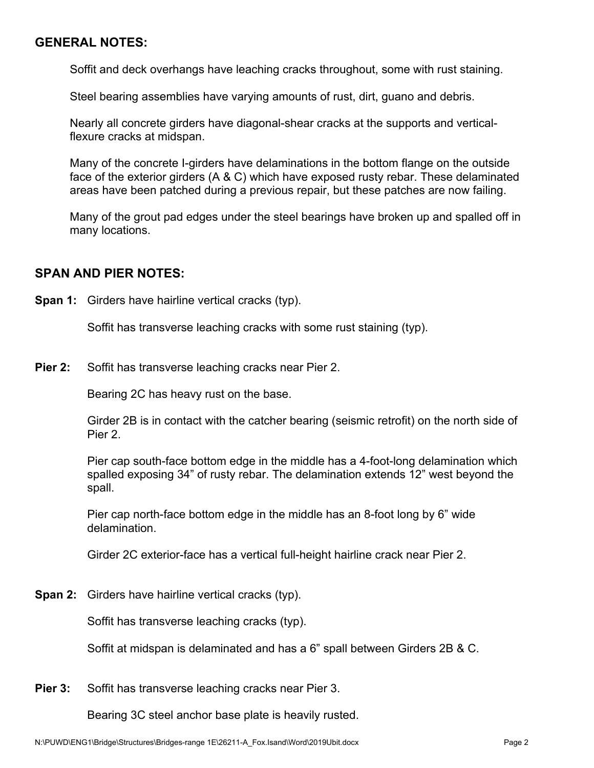## GENERAL NOTES:

Soffit and deck overhangs have leaching cracks throughout, some with rust staining.

Steel bearing assemblies have varying amounts of rust, dirt, guano and debris.

Nearly all concrete girders have diagonal-shear cracks at the supports and vertical-flexure cracks at midspan.

Many of the concrete I-girders have delaminations in the bottom flange on the outside face of the exterior girders (A & C) which have exposed rusty rebar. These delaminated areas have been patched during a previous repair, but these patches are now failing.

Many of the grout pad edges under the steel bearings have broken up and spalled off in many locations.

## SPAN AND PIER NOTES:

**Span 1:** Girders have hairline vertical cracks (typ).

Soffit has transverse leaching cracks with some rust staining (typ).

**Pier 2:** Soffit has transverse leaching cracks near Pier 2.

Bearing 2C has heavy rust on the base.

Girder 2B is in contact with the catcher bearing (seismic retrofit) on the north side of Pier 2.

Pier cap south-face bottom edge in the middle has a 4-foot-long delamination which spalled exposing 34" of rusty rebar. The delamination extends 12" west beyond the spall.

Pier cap north-face bottom edge in the middle has an 8-foot long by 6" wide delamination.

Girder 2C exterior-face has a vertical full-height hairline crack near Pier 2.

**Span 2:** Girders have hairline vertical cracks (typ).

Soffit has transverse leaching cracks (typ).

Soffit at midspan is delaminated and has a 6" spall between Girders 2B & C.

**Pier 3:** Soffit has transverse leaching cracks near Pier 3.

Bearing 3C steel anchor base plate is heavily rusted.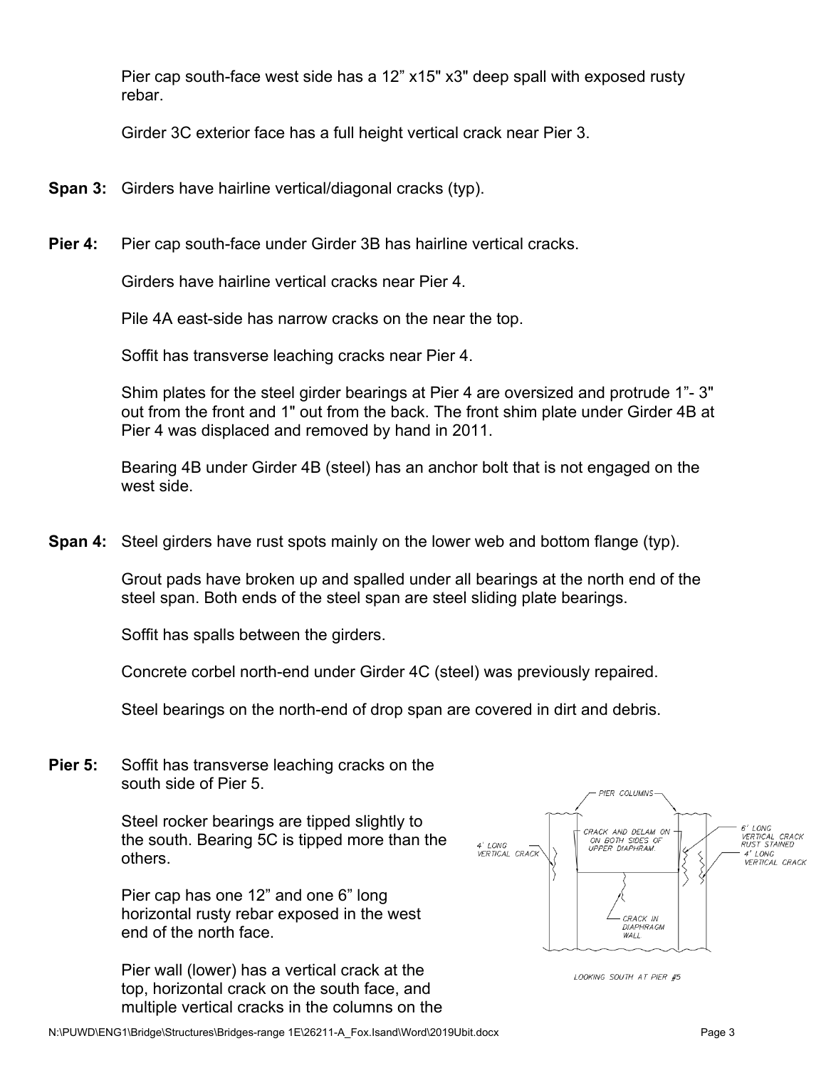Pier cap south-face west side has a 12" x15" x3" deep spall with exposed rusty rebar.

Girder 3C exterior face has a full height vertical crack near Pier 3.

**Span 3:** Girders have hairline vertical/diagonal cracks (typ).

**Pier 4:** Pier cap south-face under Girder 3B has hairline vertical cracks.

Girders have hairline vertical cracks near Pier 4.

Pile 4A east-side has narrow cracks on the near the top.

Soffit has transverse leaching cracks near Pier 4.

Shim plates for the steel girder bearings at Pier 4 are oversized and protrude 1"- 3" out from the front and 1" out from the back. The front shim plate under Girder 4B at Pier 4 was displaced and removed by hand in 2011.

Bearing 4B under Girder 4B (steel) has an anchor bolt that is not engaged on the west side.

**Span 4:** Steel girders have rust spots mainly on the lower web and bottom flange (typ).

Grout pads have broken up and spalled under all bearings at the north end of the steel span. Both ends of the steel span are steel sliding plate bearings.

Soffit has spalls between the girders.

Concrete corbel north-end under Girder 4C (steel) was previously repaired.

Steel bearings on the north-end of drop span are covered in dirt and debris.

**Pier 5:** Soffit has transverse leaching cracks on the south side of Pier 5.

Steel rocker bearings are tipped slightly to the south. Bearing 5C is tipped more than the others.

Pier cap has one 12" and one 6" long horizontal rusty rebar exposed in the west end of the north face.

Pier wall (lower) has a vertical crack at the top, horizontal crack on the south face, and multiple vertical cracks in the columns on the

PIER COLUMNS

4' LONG VERTICAL CRACK

CRACK AND DELAM ON ON BOTH SIDES OF UPPER DIAPHRAM.

6' LONG VERTICAL CRACK RUST STAINED

4' LONG VERTICAL CRACK

CRACK IN DIAPHRAGM WALL

LOOKING SOUTH AT PIER #5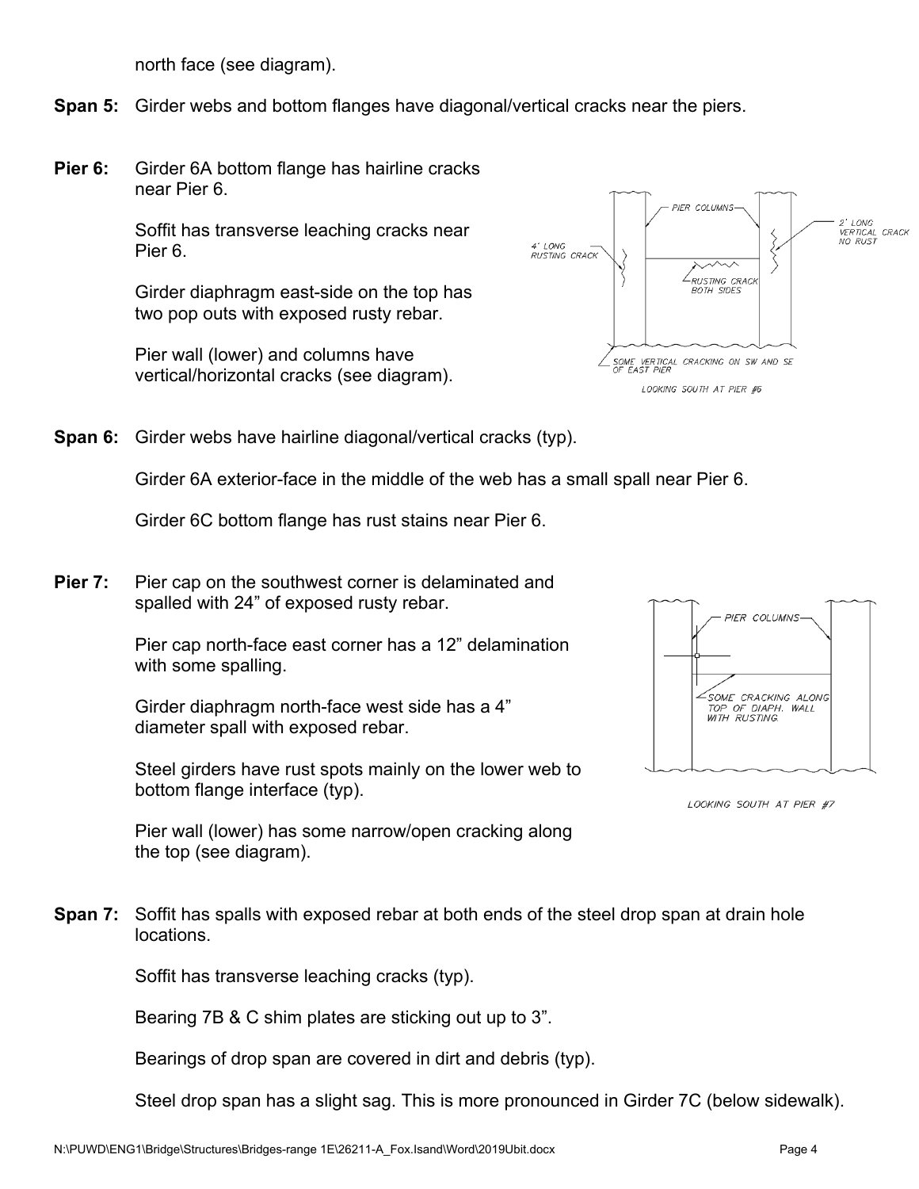north face (see diagram).

**Span 5:** Girder webs and bottom flanges have diagonal/vertical cracks near the piers.

**Pier 6:** Girder 6A bottom flange has hairline cracks near Pier 6.

Soffit has transverse leaching cracks near Pier 6.

Girder diaphragm east-side on the top has two pop outs with exposed rusty rebar.

Pier wall (lower) and columns have vertical/horizontal cracks (see diagram).

PIER COLUMNS — 4' LONG RUSTING CRACK — RUSTING CRACK BOTH SIDES — 2' LONG VERTICAL CRACK NO RUST — SOME VERTICAL CRACKING ON SW AND SE OF EAST PIER

LOOKING SOUTH AT PIER #6

**Span 6:** Girder webs have hairline diagonal/vertical cracks (typ).

Girder 6A exterior-face in the middle of the web has a small spall near Pier 6.

Girder 6C bottom flange has rust stains near Pier 6.

**Pier 7:** Pier cap on the southwest corner is delaminated and spalled with 24" of exposed rusty rebar.

Pier cap north-face east corner has a 12" delamination with some spalling.

Girder diaphragm north-face west side has a 4" diameter spall with exposed rebar.

Steel girders have rust spots mainly on the lower web to bottom flange interface (typ).

Pier wall (lower) has some narrow/open cracking along the top (see diagram).

PIER COLUMNS — SOME CRACKING ALONG TOP OF DIAPH. WALL WITH RUSTING.

LOOKING SOUTH AT PIER #7

**Span 7:** Soffit has spalls with exposed rebar at both ends of the steel drop span at drain hole locations.

Soffit has transverse leaching cracks (typ).

Bearing 7B & C shim plates are sticking out up to 3".

Bearings of drop span are covered in dirt and debris (typ).

Steel drop span has a slight sag. This is more pronounced in Girder 7C (below sidewalk).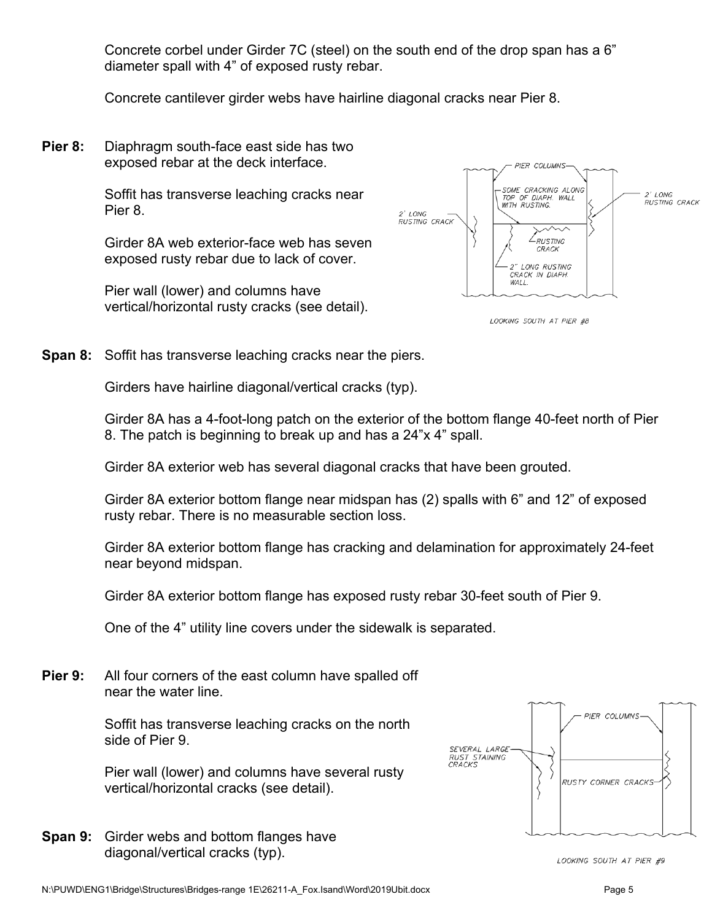Concrete corbel under Girder 7C (steel) on the south end of the drop span has a 6" diameter spall with 4" of exposed rusty rebar.

Concrete cantilever girder webs have hairline diagonal cracks near Pier 8.

**Pier 8:** Diaphragm south-face east side has two exposed rebar at the deck interface.

Soffit has transverse leaching cracks near Pier 8.

Girder 8A web exterior-face web has seven exposed rusty rebar due to lack of cover.

Pier wall (lower) and columns have vertical/horizontal rusty cracks (see detail).

PIER COLUMNS

SOME CRACKING ALONG TOP OF DIAPH. WALL WITH RUSTING.

2' LONG RUSTING CRACK

2' LONG RUSTING CRACK

RUSTING CRACK

2" LONG RUSTING CRACK IN DIAPH. WALL.

LOOKING SOUTH AT PIER #8

**Span 8:** Soffit has transverse leaching cracks near the piers.

Girders have hairline diagonal/vertical cracks (typ).

Girder 8A has a 4-foot-long patch on the exterior of the bottom flange 40-feet north of Pier 8. The patch is beginning to break up and has a 24"x 4" spall.

Girder 8A exterior web has several diagonal cracks that have been grouted.

Girder 8A exterior bottom flange near midspan has (2) spalls with 6" and 12" of exposed rusty rebar. There is no measurable section loss.

Girder 8A exterior bottom flange has cracking and delamination for approximately 24-feet near beyond midspan.

Girder 8A exterior bottom flange has exposed rusty rebar 30-feet south of Pier 9.

One of the 4" utility line covers under the sidewalk is separated.

**Pier 9:** All four corners of the east column have spalled off near the water line.

Soffit has transverse leaching cracks on the north side of Pier 9.

Pier wall (lower) and columns have several rusty vertical/horizontal cracks (see detail).

PIER COLUMNS

SEVERAL LARGE RUST STAINING CRACKS

RUSTY CORNER CRACKS

LOOKING SOUTH AT PIER #9

**Span 9:** Girder webs and bottom flanges have diagonal/vertical cracks (typ).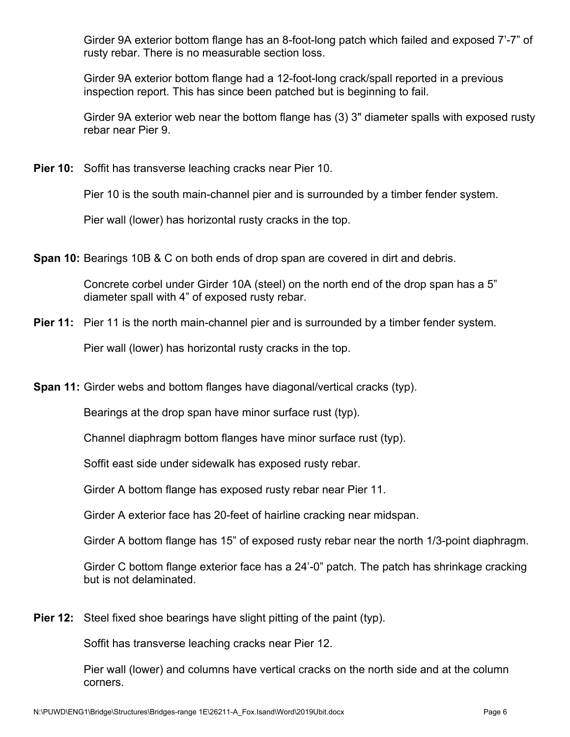Girder 9A exterior bottom flange has an 8-foot-long patch which failed and exposed 7’-7” of rusty rebar. There is no measurable section loss.

Girder 9A exterior bottom flange had a 12-foot-long crack/spall reported in a previous inspection report. This has since been patched but is beginning to fail.

Girder 9A exterior web near the bottom flange has (3) 3" diameter spalls with exposed rusty rebar near Pier 9.

**Pier 10:** Soffit has transverse leaching cracks near Pier 10.

Pier 10 is the south main-channel pier and is surrounded by a timber fender system.

Pier wall (lower) has horizontal rusty cracks in the top.

**Span 10:** Bearings 10B & C on both ends of drop span are covered in dirt and debris.

Concrete corbel under Girder 10A (steel) on the north end of the drop span has a 5” diameter spall with 4” of exposed rusty rebar.

**Pier 11:** Pier 11 is the north main-channel pier and is surrounded by a timber fender system.

Pier wall (lower) has horizontal rusty cracks in the top.

**Span 11:** Girder webs and bottom flanges have diagonal/vertical cracks (typ).

Bearings at the drop span have minor surface rust (typ).

Channel diaphragm bottom flanges have minor surface rust (typ).

Soffit east side under sidewalk has exposed rusty rebar.

Girder A bottom flange has exposed rusty rebar near Pier 11.

Girder A exterior face has 20-feet of hairline cracking near midspan.

Girder A bottom flange has 15” of exposed rusty rebar near the north 1/3-point diaphragm.

Girder C bottom flange exterior face has a 24’-0” patch. The patch has shrinkage cracking but is not delaminated.

**Pier 12:** Steel fixed shoe bearings have slight pitting of the paint (typ).

Soffit has transverse leaching cracks near Pier 12.

Pier wall (lower) and columns have vertical cracks on the north side and at the column corners.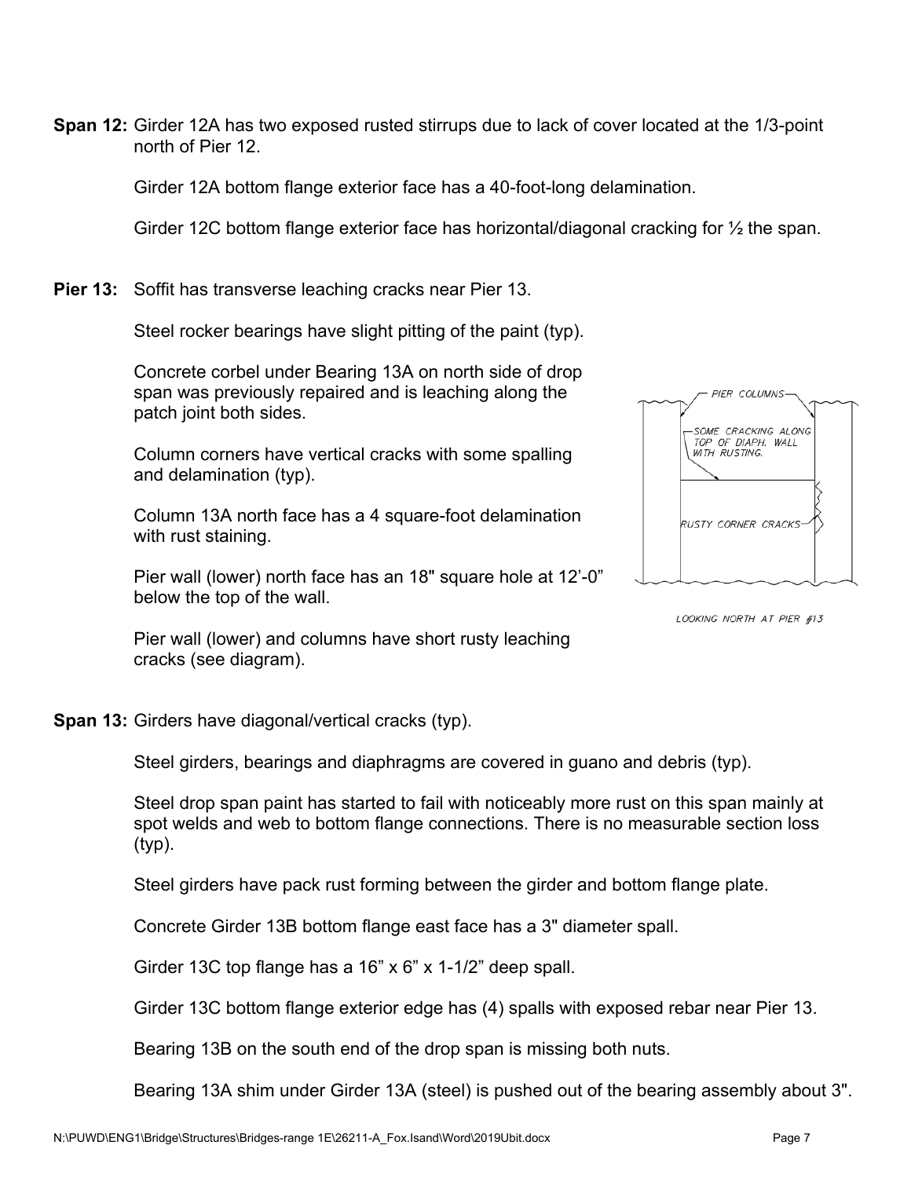**Span 12:** Girder 12A has two exposed rusted stirrups due to lack of cover located at the 1/3-point north of Pier 12.

Girder 12A bottom flange exterior face has a 40-foot-long delamination.

Girder 12C bottom flange exterior face has horizontal/diagonal cracking for ½ the span.

**Pier 13:** Soffit has transverse leaching cracks near Pier 13.

Steel rocker bearings have slight pitting of the paint (typ).

Concrete corbel under Bearing 13A on north side of drop span was previously repaired and is leaching along the patch joint both sides.

Column corners have vertical cracks with some spalling and delamination (typ).

Column 13A north face has a 4 square-foot delamination with rust staining.

Pier wall (lower) north face has an 18" square hole at 12'-0" below the top of the wall.

Pier wall (lower) and columns have short rusty leaching cracks (see diagram).

PIER COLUMNS

SOME CRACKING ALONG TOP OF DIAPH. WALL WITH RUSTING.

RUSTY CORNER CRACKS

LOOKING NORTH AT PIER #13

**Span 13:** Girders have diagonal/vertical cracks (typ).

Steel girders, bearings and diaphragms are covered in guano and debris (typ).

Steel drop span paint has started to fail with noticeably more rust on this span mainly at spot welds and web to bottom flange connections. There is no measurable section loss (typ).

Steel girders have pack rust forming between the girder and bottom flange plate.

Concrete Girder 13B bottom flange east face has a 3" diameter spall.

Girder 13C top flange has a 16" x 6" x 1-1/2" deep spall.

Girder 13C bottom flange exterior edge has (4) spalls with exposed rebar near Pier 13.

Bearing 13B on the south end of the drop span is missing both nuts.

Bearing 13A shim under Girder 13A (steel) is pushed out of the bearing assembly about 3".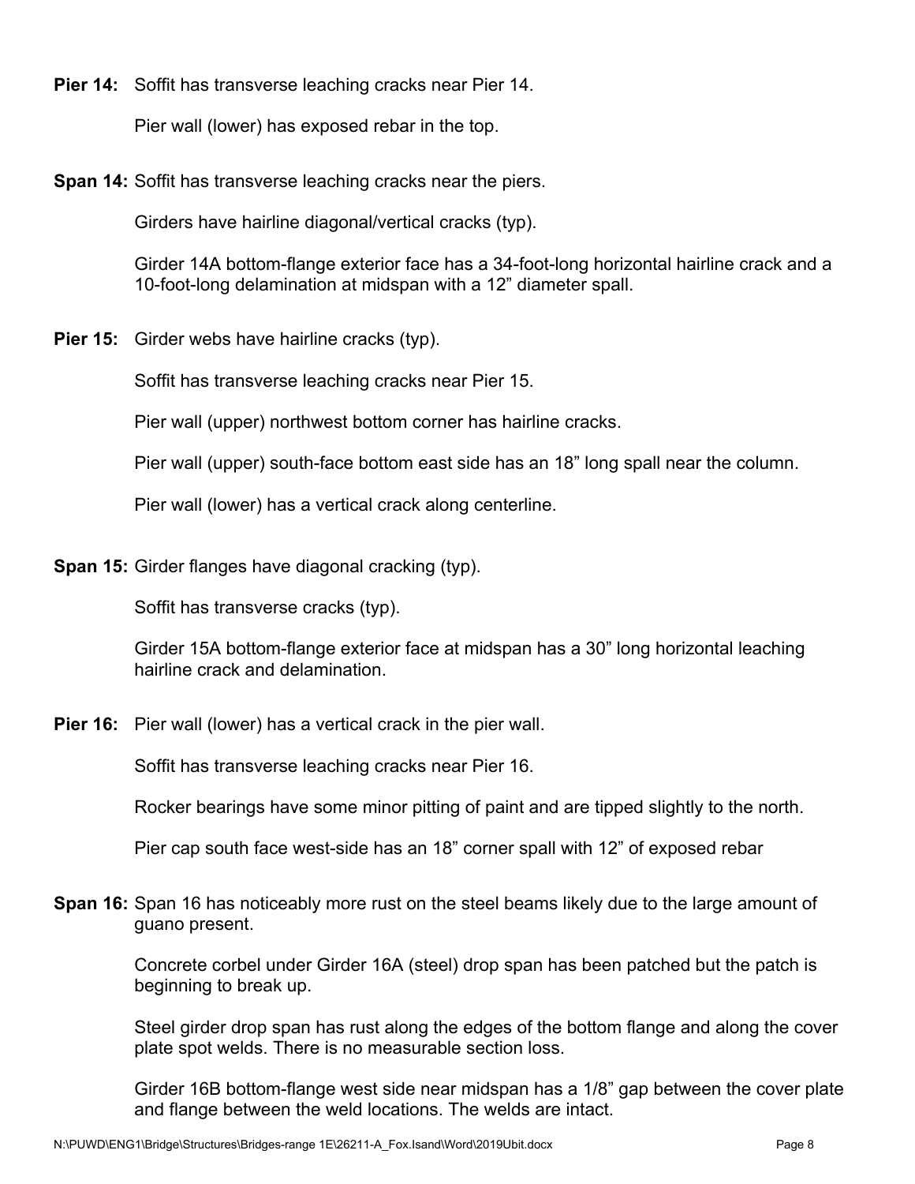**Pier 14:** Soffit has transverse leaching cracks near Pier 14.

Pier wall (lower) has exposed rebar in the top.

**Span 14:** Soffit has transverse leaching cracks near the piers.

Girders have hairline diagonal/vertical cracks (typ).

Girder 14A bottom-flange exterior face has a 34-foot-long horizontal hairline crack and a 10-foot-long delamination at midspan with a 12" diameter spall.

**Pier 15:** Girder webs have hairline cracks (typ).

Soffit has transverse leaching cracks near Pier 15.

Pier wall (upper) northwest bottom corner has hairline cracks.

Pier wall (upper) south-face bottom east side has an 18" long spall near the column.

Pier wall (lower) has a vertical crack along centerline.

**Span 15:** Girder flanges have diagonal cracking (typ).

Soffit has transverse cracks (typ).

Girder 15A bottom-flange exterior face at midspan has a 30" long horizontal leaching hairline crack and delamination.

**Pier 16:** Pier wall (lower) has a vertical crack in the pier wall.

Soffit has transverse leaching cracks near Pier 16.

Rocker bearings have some minor pitting of paint and are tipped slightly to the north.

Pier cap south face west-side has an 18" corner spall with 12" of exposed rebar

**Span 16:** Span 16 has noticeably more rust on the steel beams likely due to the large amount of guano present.

Concrete corbel under Girder 16A (steel) drop span has been patched but the patch is beginning to break up.

Steel girder drop span has rust along the edges of the bottom flange and along the cover plate spot welds. There is no measurable section loss.

Girder 16B bottom-flange west side near midspan has a 1/8" gap between the cover plate and flange between the weld locations. The welds are intact.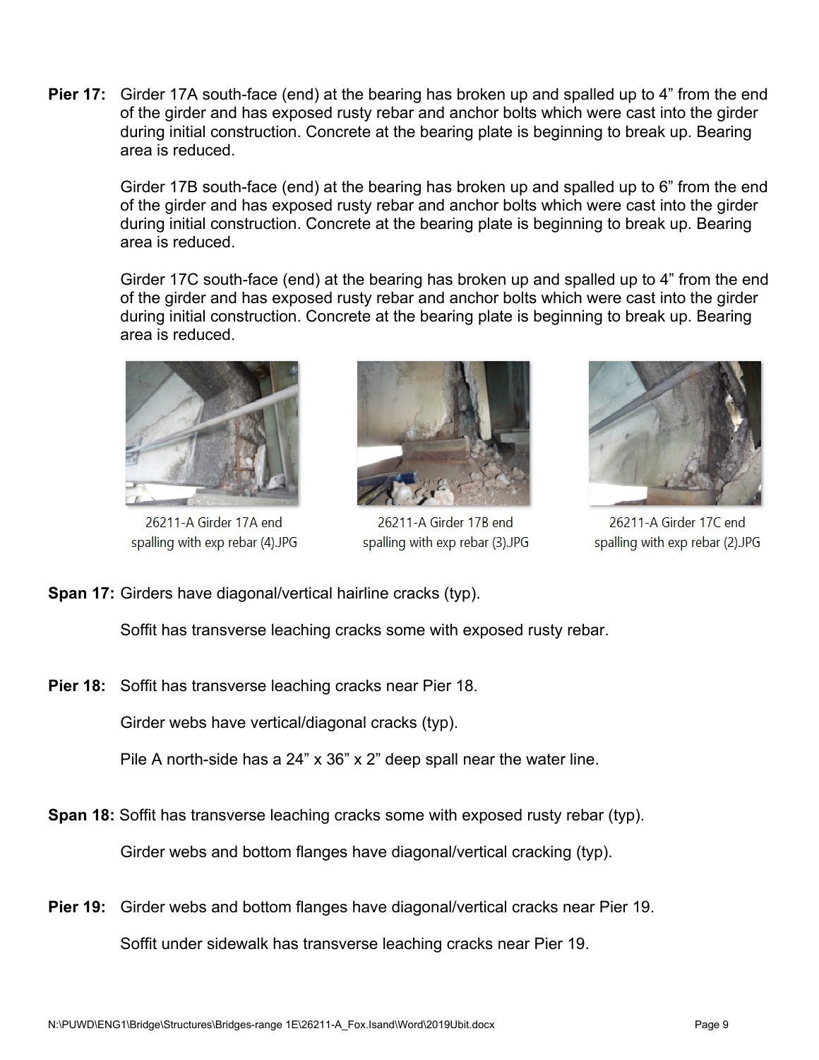**Pier 17:** Girder 17A south-face (end) at the bearing has broken up and spalled up to 4" from the end of the girder and has exposed rusty rebar and anchor bolts which were cast into the girder during initial construction. Concrete at the bearing plate is beginning to break up. Bearing area is reduced.

Girder 17B south-face (end) at the bearing has broken up and spalled up to 6" from the end of the girder and has exposed rusty rebar and anchor bolts which were cast into the girder during initial construction. Concrete at the bearing plate is beginning to break up. Bearing area is reduced.

Girder 17C south-face (end) at the bearing has broken up and spalled up to 4" from the end of the girder and has exposed rusty rebar and anchor bolts which were cast into the girder during initial construction. Concrete at the bearing plate is beginning to break up. Bearing area is reduced.

26211-A Girder 17A end spalling with exp rebar (4).JPG

26211-A Girder 17B end spalling with exp rebar (3).JPG

26211-A Girder 17C end spalling with exp rebar (2).JPG

**Span 17:** Girders have diagonal/vertical hairline cracks (typ).

Soffit has transverse leaching cracks some with exposed rusty rebar.

**Pier 18:** Soffit has transverse leaching cracks near Pier 18.

Girder webs have vertical/diagonal cracks (typ).

Pile A north-side has a 24" x 36" x 2" deep spall near the water line.

**Span 18:** Soffit has transverse leaching cracks some with exposed rusty rebar (typ).

Girder webs and bottom flanges have diagonal/vertical cracking (typ).

**Pier 19:** Girder webs and bottom flanges have diagonal/vertical cracks near Pier 19.

Soffit under sidewalk has transverse leaching cracks near Pier 19.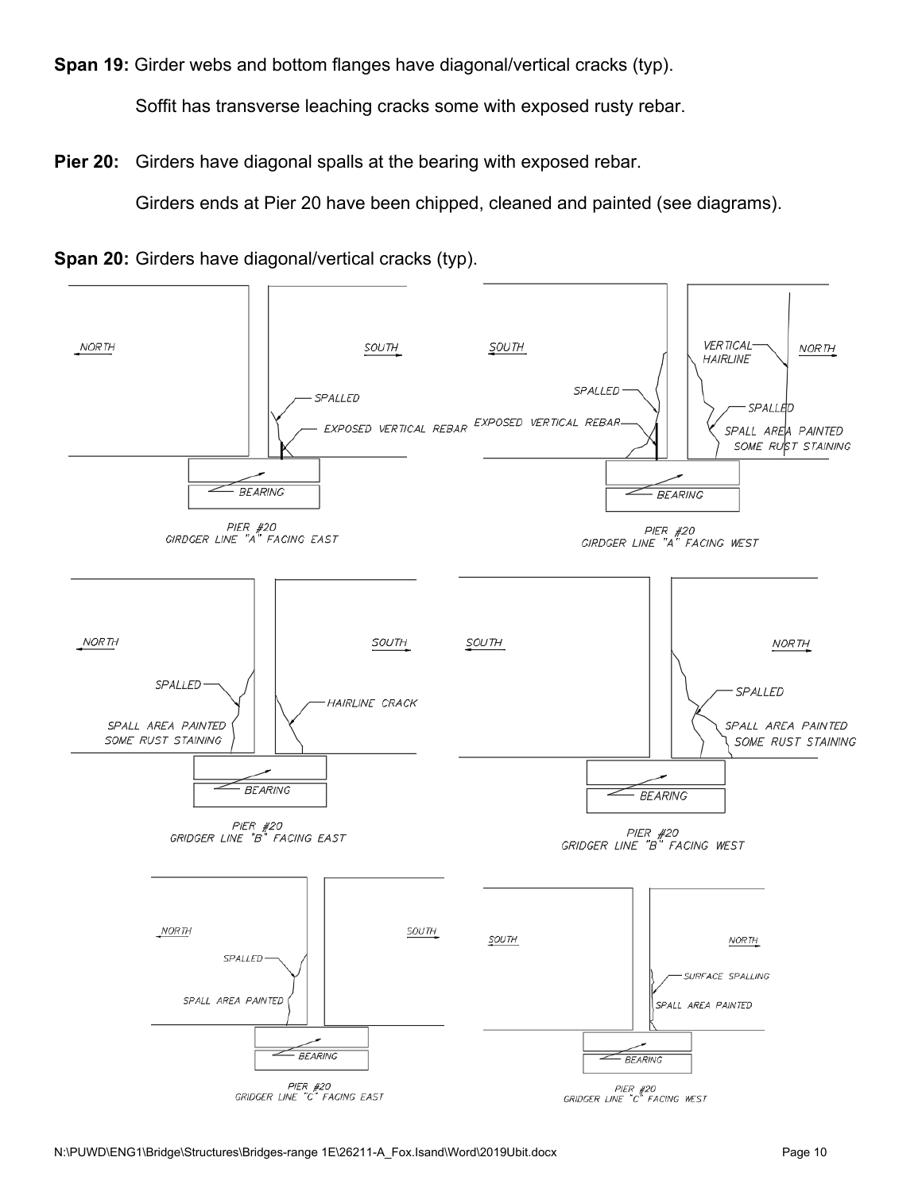**Span 19:** Girder webs and bottom flanges have diagonal/vertical cracks (typ).

Soffit has transverse leaching cracks some with exposed rusty rebar.

**Pier 20:** Girders have diagonal spalls at the bearing with exposed rebar.

Girders ends at Pier 20 have been chipped, cleaned and painted (see diagrams).

**Span 20:** Girders have diagonal/vertical cracks (typ).

NORTH
SOUTH
SPALLED
EXPOSED VERTICAL REBAR
BEARING
PIER #20
GIRDGER LINE "A" FACING EAST

SOUTH
NORTH
VERTICAL HAIRLINE
SPALLED
EXPOSED VERTICAL REBAR
SPALLED
SPALL AREA PAINTED
SOME RUST STAINING
BEARING
PIER #20
GIRDGER LINE "A" FACING WEST

NORTH
SOUTH
SPALLED
SPALL AREA PAINTED
SOME RUST STAINING
HAIRLINE CRACK
BEARING
PIER #20
GRIDGER LINE "B" FACING EAST

SOUTH
NORTH
SPALLED
SPALL AREA PAINTED
SOME RUST STAINING
BEARING
PIER #20
GRIDGER LINE "B" FACING WEST

NORTH
SOUTH
SPALLED
SPALL AREA PAINTED
BEARING
PIER #20
GRIDGER LINE "C" FACING EAST

SOUTH
NORTH
SURFACE SPALLING
SPALL AREA PAINTED
BEARING
PIER #20
GRIDGER LINE "C" FACING WEST

N:\PUWD\ENG1\Bridge\Structures\Bridges-range 1E\26211-A_Fox.Isand\Word\2019Ubit.docx